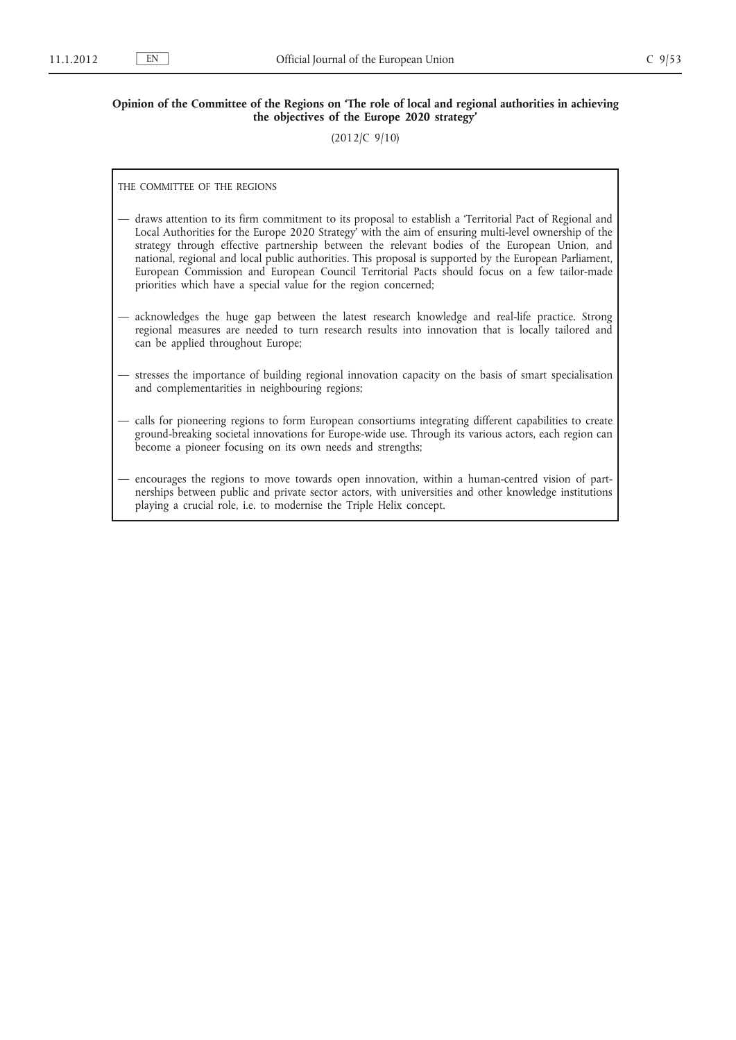## Opinion of the Committee of the Regions on 'The role of local and regional authorities in achieving the objectives of the Europe 2020 strategy'

(2012/C 9/10)

THE COMMITTEE OF THE REGIONS

- draws attention to its firm commitment to its proposal to establish a 'Territorial Pact of Regional and Local Authorities for the Europe 2020 Strategy' with the aim of ensuring multi-level ownership of the strategy through effective partnership between the relevant bodies of the European Union, and national, regional and local public authorities. This proposal is supported by the European Parliament, European Commission and European Council Territorial Pacts should focus on a few tailor-made priorities which have a special value for the region concerned;
- acknowledges the huge gap between the latest research knowledge and real-life practice. Strong regional measures are needed to turn research results into innovation that is locally tailored and can be applied throughout Europe;
- stresses the importance of building regional innovation capacity on the basis of smart specialisation and complementarities in neighbouring regions;
- calls for pioneering regions to form European consortiums integrating different capabilities to create ground-breaking societal innovations for Europe-wide use. Through its various actors, each region can become a pioneer focusing on its own needs and strengths;
- encourages the regions to move towards open innovation, within a human-centred vision of partnerships between public and private sector actors, with universities and other knowledge institutions playing a crucial role, i.e. to modernise the Triple Helix concept.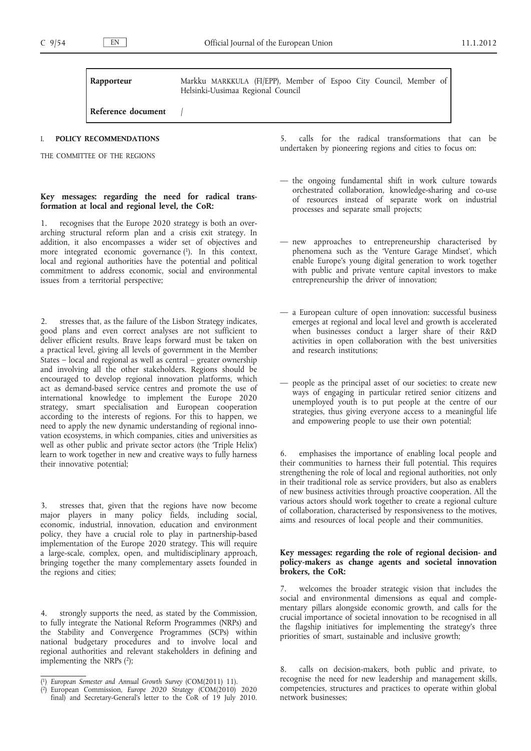| Rapporteur | Markku MARKKULA (FI/EPP), Member of Espoo City Council, Member of Helsinki-Uusimaa Regional Council |
| --- | --- |
| Reference document | / |

## I. POLICY RECOMMENDATIONS

THE COMMITTEE OF THE REGIONS

### Key messages: regarding the need for radical transformation at local and regional level, the CoR:

1. recognises that the Europe 2020 strategy is both an overarching structural reform plan and a crisis exit strategy. In addition, it also encompasses a wider set of objectives and more integrated economic governance [1]. In this context, local and regional authorities have the potential and political commitment to address economic, social and environmental issues from a territorial perspective;

2. stresses that, as the failure of the Lisbon Strategy indicates, good plans and even correct analyses are not sufficient to deliver efficient results. Brave leaps forward must be taken on a practical level, giving all levels of government in the Member States – local and regional as well as central – greater ownership and involving all the other stakeholders. Regions should be encouraged to develop regional innovation platforms, which act as demand-based service centres and promote the use of international knowledge to implement the Europe 2020 strategy, smart specialisation and European cooperation according to the interests of regions. For this to happen, we need to apply the new dynamic understanding of regional innovation ecosystems, in which companies, cities and universities as well as other public and private sector actors (the 'Triple Helix') learn to work together in new and creative ways to fully harness their innovative potential;

3. stresses that, given that the regions have now become major players in many policy fields, including social, economic, industrial, innovation, education and environment policy, they have a crucial role to play in partnership-based implementation of the Europe 2020 strategy. This will require a large-scale, complex, open, and multidisciplinary approach, bringing together the many complementary assets founded in the regions and cities;

4. strongly supports the need, as stated by the Commission, to fully integrate the National Reform Programmes (NRPs) and the Stability and Convergence Programmes (SCPs) within national budgetary procedures and to involve local and regional authorities and relevant stakeholders in defining and implementing the NRPs [2];

5. calls for the radical transformations that can be undertaken by pioneering regions and cities to focus on:

— the ongoing fundamental shift in work culture towards orchestrated collaboration, knowledge-sharing and co-use of resources instead of separate work on industrial processes and separate small projects;

— new approaches to entrepreneurship characterised by phenomena such as the 'Venture Garage Mindset', which enable Europe's young digital generation to work together with public and private venture capital investors to make entrepreneurship the driver of innovation;

— a European culture of open innovation: successful business emerges at regional and local level and growth is accelerated when businesses conduct a larger share of their R&D activities in open collaboration with the best universities and research institutions;

— people as the principal asset of our societies: to create new ways of engaging in particular retired senior citizens and unemployed youth is to put people at the centre of our strategies, thus giving everyone access to a meaningful life and empowering people to use their own potential;

6. emphasises the importance of enabling local people and their communities to harness their full potential. This requires strengthening the role of local and regional authorities, not only in their traditional role as service providers, but also as enablers of new business activities through proactive cooperation. All the various actors should work together to create a regional culture of collaboration, characterised by responsiveness to the motives, aims and resources of local people and their communities.

### Key messages: regarding the role of regional decision- and policy-makers as change agents and societal innovation brokers, the CoR:

7. welcomes the broader strategic vision that includes the social and environmental dimensions as equal and complementary pillars alongside economic growth, and calls for the crucial importance of societal innovation to be recognised in all the flagship initiatives for implementing the strategy's three priorities of smart, sustainable and inclusive growth;

8. calls on decision-makers, both public and private, to recognise the need for new leadership and management skills, competencies, structures and practices to operate within global network businesses;

---

[1] *European Semester and Annual Growth Survey* (COM(2011) 11).

[2] European Commission, *Europe 2020 Strategy* (COM(2010) 2020 final) and Secretary-General's letter to the CoR of 19 July 2010.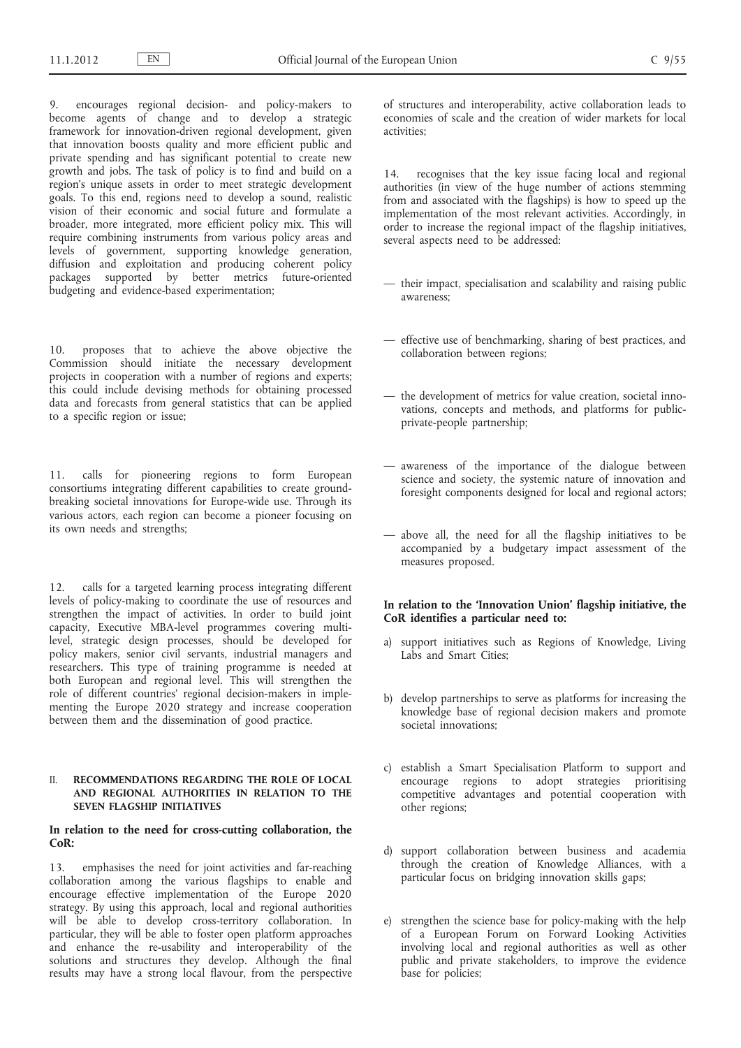9. encourages regional decision- and policy-makers to become agents of change and to develop a strategic framework for innovation-driven regional development, given that innovation boosts quality and more efficient public and private spending and has significant potential to create new growth and jobs. The task of policy is to find and build on a region's unique assets in order to meet strategic development goals. To this end, regions need to develop a sound, realistic vision of their economic and social future and formulate a broader, more integrated, more efficient policy mix. This will require combining instruments from various policy areas and levels of government, supporting knowledge generation, diffusion and exploitation and producing coherent policy packages supported by better metrics future-oriented budgeting and evidence-based experimentation;

10. proposes that to achieve the above objective the Commission should initiate the necessary development projects in cooperation with a number of regions and experts; this could include devising methods for obtaining processed data and forecasts from general statistics that can be applied to a specific region or issue;

11. calls for pioneering regions to form European consortiums integrating different capabilities to create groundbreaking societal innovations for Europe-wide use. Through its various actors, each region can become a pioneer focusing on its own needs and strengths;

12. calls for a targeted learning process integrating different levels of policy-making to coordinate the use of resources and strengthen the impact of activities. In order to build joint capacity, Executive MBA-level programmes covering multilevel, strategic design processes, should be developed for policy makers, senior civil servants, industrial managers and researchers. This type of training programme is needed at both European and regional level. This will strengthen the role of different countries' regional decision-makers in implementing the Europe 2020 strategy and increase cooperation between them and the dissemination of good practice.

## II. RECOMMENDATIONS REGARDING THE ROLE OF LOCAL AND REGIONAL AUTHORITIES IN RELATION TO THE SEVEN FLAGSHIP INITIATIVES

**In relation to the need for cross-cutting collaboration, the CoR:**

13. emphasises the need for joint activities and far-reaching collaboration among the various flagships to enable and encourage effective implementation of the Europe 2020 strategy. By using this approach, local and regional authorities will be able to develop cross-territory collaboration. In particular, they will be able to foster open platform approaches and enhance the re-usability and interoperability of the solutions and structures they develop. Although the final results may have a strong local flavour, from the perspective of structures and interoperability, active collaboration leads to economies of scale and the creation of wider markets for local activities;

14. recognises that the key issue facing local and regional authorities (in view of the huge number of actions stemming from and associated with the flagships) is how to speed up the implementation of the most relevant activities. Accordingly, in order to increase the regional impact of the flagship initiatives, several aspects need to be addressed:

- their impact, specialisation and scalability and raising public awareness;
- effective use of benchmarking, sharing of best practices, and collaboration between regions;
- the development of metrics for value creation, societal innovations, concepts and methods, and platforms for public-private-people partnership;
- awareness of the importance of the dialogue between science and society, the systemic nature of innovation and foresight components designed for local and regional actors;
- above all, the need for all the flagship initiatives to be accompanied by a budgetary impact assessment of the measures proposed.

**In relation to the 'Innovation Union' flagship initiative, the CoR identifies a particular need to:**

a) support initiatives such as Regions of Knowledge, Living Labs and Smart Cities;

b) develop partnerships to serve as platforms for increasing the knowledge base of regional decision makers and promote societal innovations;

c) establish a Smart Specialisation Platform to support and encourage regions to adopt strategies prioritising competitive advantages and potential cooperation with other regions;

d) support collaboration between business and academia through the creation of Knowledge Alliances, with a particular focus on bridging innovation skills gaps;

e) strengthen the science base for policy-making with the help of a European Forum on Forward Looking Activities involving local and regional authorities as well as other public and private stakeholders, to improve the evidence base for policies;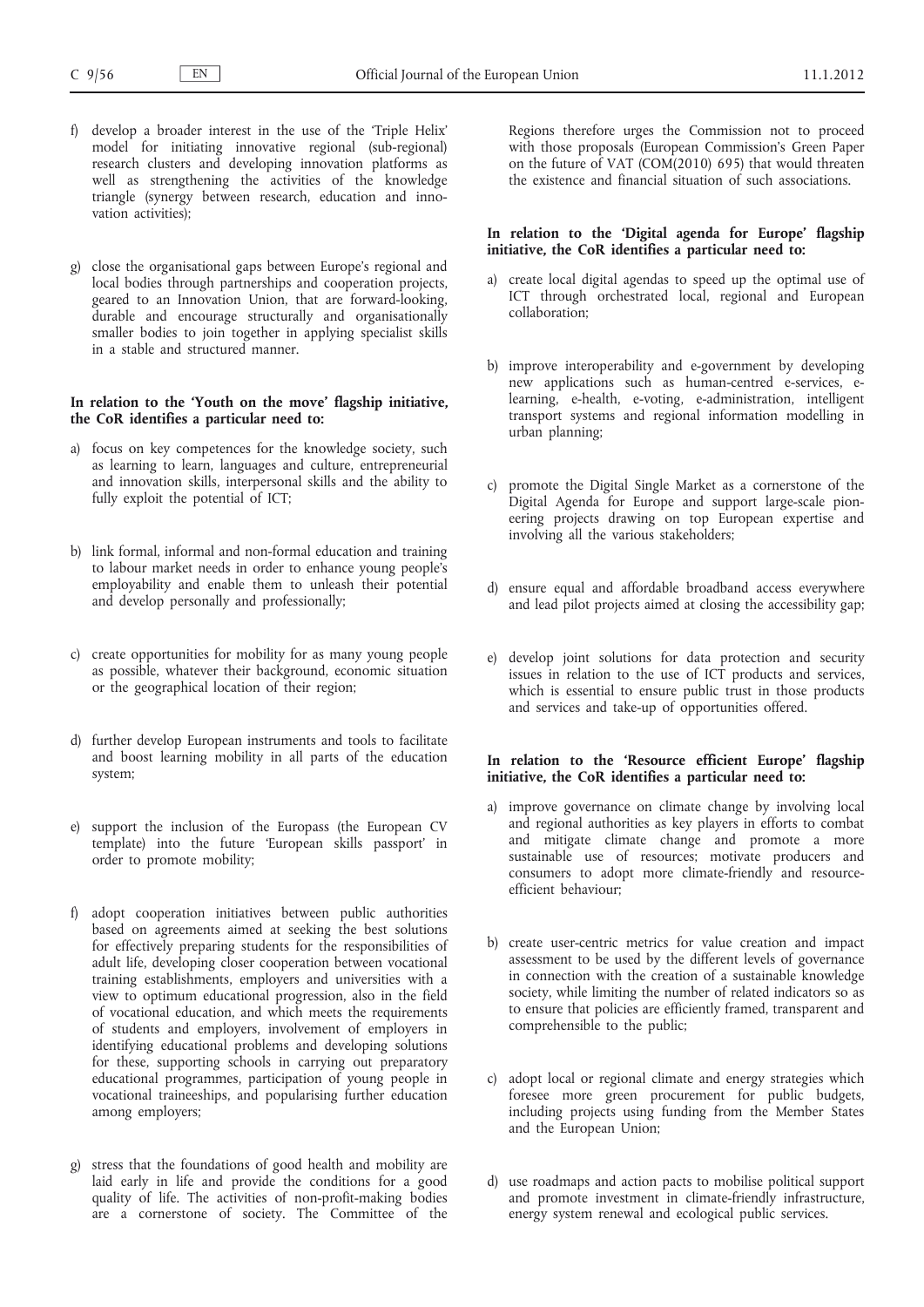f) develop a broader interest in the use of the 'Triple Helix' model for initiating innovative regional (sub-regional) research clusters and developing innovation platforms as well as strengthening the activities of the knowledge triangle (synergy between research, education and innovation activities);

g) close the organisational gaps between Europe's regional and local bodies through partnerships and cooperation projects, geared to an Innovation Union, that are forward-looking, durable and encourage structurally and organisationally smaller bodies to join together in applying specialist skills in a stable and structured manner.

**In relation to the 'Youth on the move' flagship initiative, the CoR identifies a particular need to:**

a) focus on key competences for the knowledge society, such as learning to learn, languages and culture, entrepreneurial and innovation skills, interpersonal skills and the ability to fully exploit the potential of ICT;

b) link formal, informal and non-formal education and training to labour market needs in order to enhance young people's employability and enable them to unleash their potential and develop personally and professionally;

c) create opportunities for mobility for as many young people as possible, whatever their background, economic situation or the geographical location of their region;

d) further develop European instruments and tools to facilitate and boost learning mobility in all parts of the education system;

e) support the inclusion of the Europass (the European CV template) into the future 'European skills passport' in order to promote mobility;

f) adopt cooperation initiatives between public authorities based on agreements aimed at seeking the best solutions for effectively preparing students for the responsibilities of adult life, developing closer cooperation between vocational training establishments, employers and universities with a view to optimum educational progression, also in the field of vocational education, and which meets the requirements of students and employers, involvement of employers in identifying educational problems and developing solutions for these, supporting schools in carrying out preparatory educational programmes, participation of young people in vocational traineeships, and popularising further education among employers;

g) stress that the foundations of good health and mobility are laid early in life and provide the conditions for a good quality of life. The activities of non-profit-making bodies are a cornerstone of society. The Committee of the Regions therefore urges the Commission not to proceed with those proposals (European Commission's Green Paper on the future of VAT (COM(2010) 695) that would threaten the existence and financial situation of such associations.

**In relation to the 'Digital agenda for Europe' flagship initiative, the CoR identifies a particular need to:**

a) create local digital agendas to speed up the optimal use of ICT through orchestrated local, regional and European collaboration;

b) improve interoperability and e-government by developing new applications such as human-centred e-services, e-learning, e-health, e-voting, e-administration, intelligent transport systems and regional information modelling in urban planning;

c) promote the Digital Single Market as a cornerstone of the Digital Agenda for Europe and support large-scale pioneering projects drawing on top European expertise and involving all the various stakeholders;

d) ensure equal and affordable broadband access everywhere and lead pilot projects aimed at closing the accessibility gap;

e) develop joint solutions for data protection and security issues in relation to the use of ICT products and services, which is essential to ensure public trust in those products and services and take-up of opportunities offered.

**In relation to the 'Resource efficient Europe' flagship initiative, the CoR identifies a particular need to:**

a) improve governance on climate change by involving local and regional authorities as key players in efforts to combat and mitigate climate change and promote a more sustainable use of resources; motivate producers and consumers to adopt more climate-friendly and resource-efficient behaviour;

b) create user-centric metrics for value creation and impact assessment to be used by the different levels of governance in connection with the creation of a sustainable knowledge society, while limiting the number of related indicators so as to ensure that policies are efficiently framed, transparent and comprehensible to the public;

c) adopt local or regional climate and energy strategies which foresee more green procurement for public budgets, including projects using funding from the Member States and the European Union;

d) use roadmaps and action pacts to mobilise political support and promote investment in climate-friendly infrastructure, energy system renewal and ecological public services.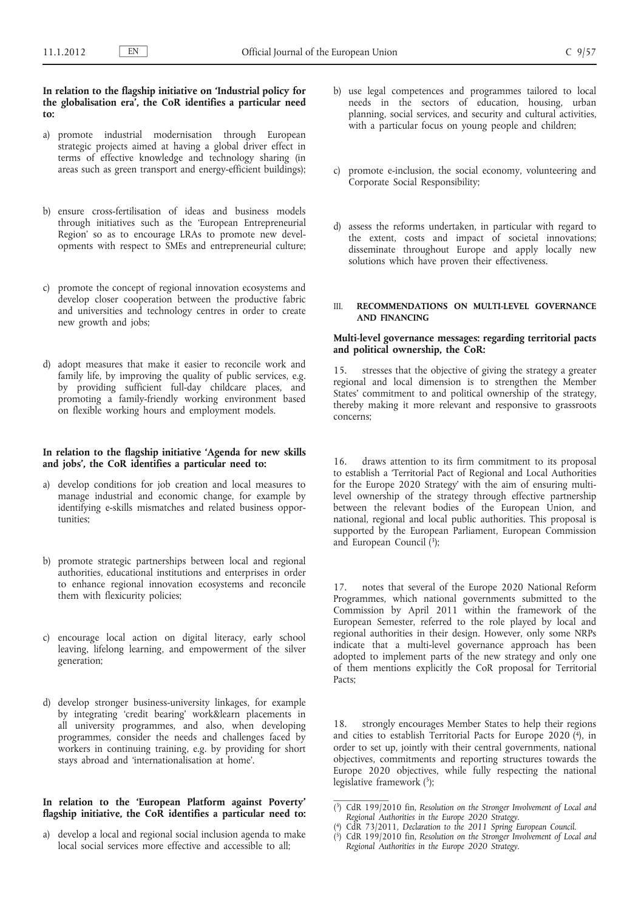**In relation to the flagship initiative on 'Industrial policy for the globalisation era', the CoR identifies a particular need to:**

a) promote industrial modernisation through European strategic projects aimed at having a global driver effect in terms of effective knowledge and technology sharing (in areas such as green transport and energy-efficient buildings);

b) ensure cross-fertilisation of ideas and business models through initiatives such as the 'European Entrepreneurial Region' so as to encourage LRAs to promote new developments with respect to SMEs and entrepreneurial culture;

c) promote the concept of regional innovation ecosystems and develop closer cooperation between the productive fabric and universities and technology centres in order to create new growth and jobs;

d) adopt measures that make it easier to reconcile work and family life, by improving the quality of public services, e.g. by providing sufficient full-day childcare places, and promoting a family-friendly working environment based on flexible working hours and employment models.

**In relation to the flagship initiative 'Agenda for new skills and jobs', the CoR identifies a particular need to:**

a) develop conditions for job creation and local measures to manage industrial and economic change, for example by identifying e-skills mismatches and related business opportunities;

b) promote strategic partnerships between local and regional authorities, educational institutions and enterprises in order to enhance regional innovation ecosystems and reconcile them with flexicurity policies;

c) encourage local action on digital literacy, early school leaving, lifelong learning, and empowerment of the silver generation;

d) develop stronger business-university linkages, for example by integrating 'credit bearing' work&learn placements in all university programmes, and also, when developing programmes, consider the needs and challenges faced by workers in continuing training, e.g. by providing for short stays abroad and 'internationalisation at home'.

**In relation to the 'European Platform against Poverty' flagship initiative, the CoR identifies a particular need to:**

a) develop a local and regional social inclusion agenda to make local social services more effective and accessible to all;

b) use legal competences and programmes tailored to local needs in the sectors of education, housing, urban planning, social services, and security and cultural activities, with a particular focus on young people and children;

c) promote e-inclusion, the social economy, volunteering and Corporate Social Responsibility;

d) assess the reforms undertaken, in particular with regard to the extent, costs and impact of societal innovations; disseminate throughout Europe and apply locally new solutions which have proven their effectiveness.

## III. RECOMMENDATIONS ON MULTI-LEVEL GOVERNANCE AND FINANCING

**Multi-level governance messages: regarding territorial pacts and political ownership, the CoR:**

15. stresses that the objective of giving the strategy a greater regional and local dimension is to strengthen the Member States' commitment to and political ownership of the strategy, thereby making it more relevant and responsive to grassroots concerns;

16. draws attention to its firm commitment to its proposal to establish a 'Territorial Pact of Regional and Local Authorities for the Europe 2020 Strategy' with the aim of ensuring multi-level ownership of the strategy through effective partnership between the relevant bodies of the European Union, and national, regional and local public authorities. This proposal is supported by the European Parliament, European Commission and European Council [3];

17. notes that several of the Europe 2020 National Reform Programmes, which national governments submitted to the Commission by April 2011 within the framework of the European Semester, referred to the role played by local and regional authorities in their design. However, only some NRPs indicate that a multi-level governance approach has been adopted to implement parts of the new strategy and only one of them mentions explicitly the CoR proposal for Territorial Pacts;

18. strongly encourages Member States to help their regions and cities to establish Territorial Pacts for Europe 2020 [4], in order to set up, jointly with their central governments, national objectives, commitments and reporting structures towards the Europe 2020 objectives, while fully respecting the national legislative framework [5];

---

[3] CdR 199/2010 fin, *Resolution on the Stronger Involvement of Local and Regional Authorities in the Europe 2020 Strategy*.

[4] CdR 73/2011, *Declaration to the 2011 Spring European Council*.

[5] CdR 199/2010 fin, *Resolution on the Stronger Involvement of Local and Regional Authorities in the Europe 2020 Strategy*.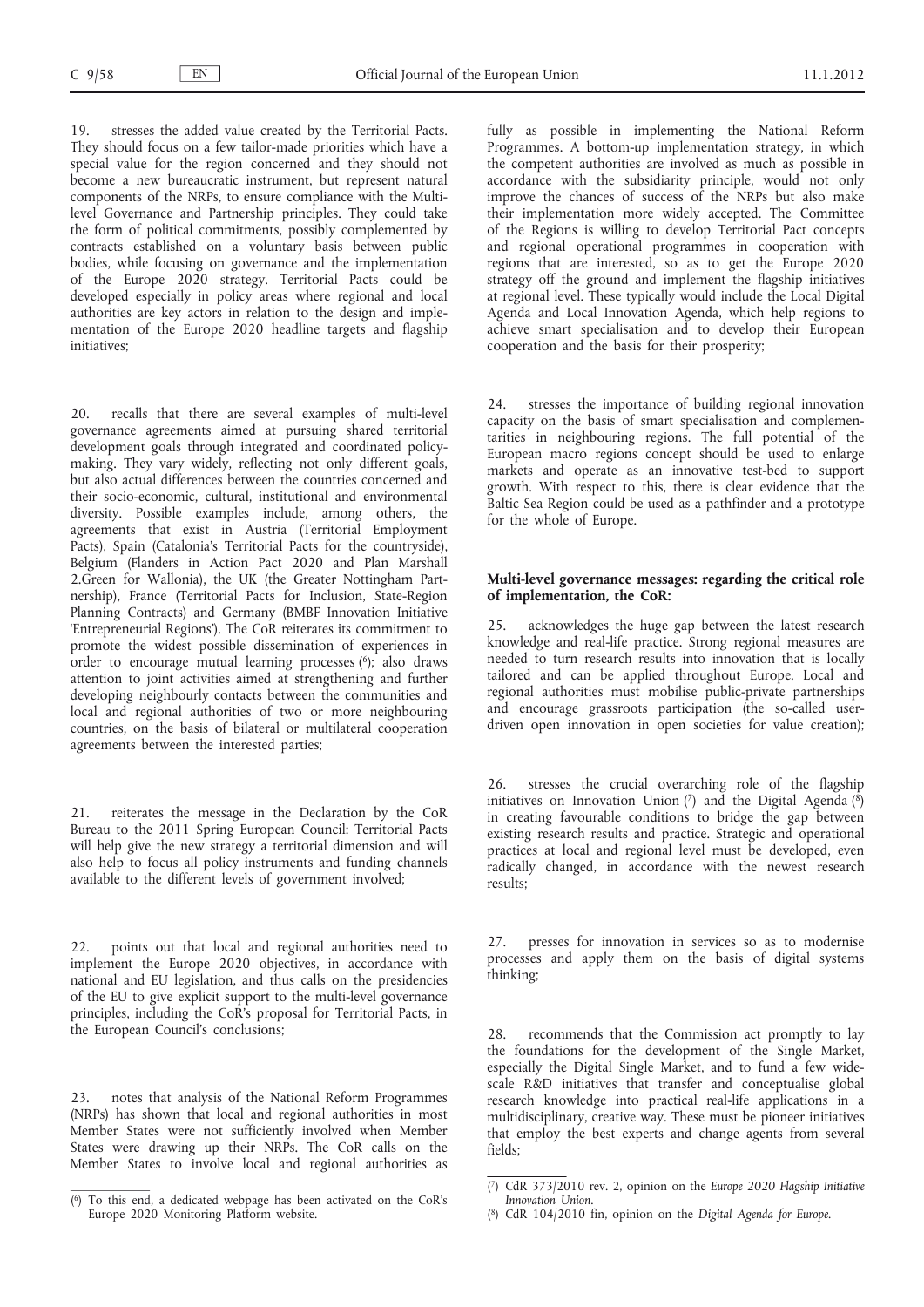19. stresses the added value created by the Territorial Pacts. They should focus on a few tailor-made priorities which have a special value for the region concerned and they should not become a new bureaucratic instrument, but represent natural components of the NRPs, to ensure compliance with the Multi-level Governance and Partnership principles. They could take the form of political commitments, possibly complemented by contracts established on a voluntary basis between public bodies, while focusing on governance and the implementation of the Europe 2020 strategy. Territorial Pacts could be developed especially in policy areas where regional and local authorities are key actors in relation to the design and implementation of the Europe 2020 headline targets and flagship initiatives;

20. recalls that there are several examples of multi-level governance agreements aimed at pursuing shared territorial development goals through integrated and coordinated policy-making. They vary widely, reflecting not only different goals, but also actual differences between the countries concerned and their socio-economic, cultural, institutional and environmental diversity. Possible examples include, among others, the agreements that exist in Austria (Territorial Employment Pacts), Spain (Catalonia's Territorial Pacts for the countryside), Belgium (Flanders in Action Pact 2020 and Plan Marshall 2.Green for Wallonia), the UK (the Greater Nottingham Partnership), France (Territorial Pacts for Inclusion, State-Region Planning Contracts) and Germany (BMBF Innovation Initiative 'Entrepreneurial Regions'). The CoR reiterates its commitment to promote the widest possible dissemination of experiences in order to encourage mutual learning processes [6]; also draws attention to joint activities aimed at strengthening and further developing neighbourly contacts between the communities and local and regional authorities of two or more neighbouring countries, on the basis of bilateral or multilateral cooperation agreements between the interested parties;

21. reiterates the message in the Declaration by the CoR Bureau to the 2011 Spring European Council: Territorial Pacts will help give the new strategy a territorial dimension and will also help to focus all policy instruments and funding channels available to the different levels of government involved;

22. points out that local and regional authorities need to implement the Europe 2020 objectives, in accordance with national and EU legislation, and thus calls on the presidencies of the EU to give explicit support to the multi-level governance principles, including the CoR's proposal for Territorial Pacts, in the European Council's conclusions;

23. notes that analysis of the National Reform Programmes (NRPs) has shown that local and regional authorities in most Member States were not sufficiently involved when Member States were drawing up their NRPs. The CoR calls on the Member States to involve local and regional authorities as fully as possible in implementing the National Reform Programmes. A bottom-up implementation strategy, in which the competent authorities are involved as much as possible in accordance with the subsidiarity principle, would not only improve the chances of success of the NRPs but also make their implementation more widely accepted. The Committee of the Regions is willing to develop Territorial Pact concepts and regional operational programmes in cooperation with regions that are interested, so as to get the Europe 2020 strategy off the ground and implement the flagship initiatives at regional level. These typically would include the Local Digital Agenda and Local Innovation Agenda, which help regions to achieve smart specialisation and to develop their European cooperation and the basis for their prosperity;

24. stresses the importance of building regional innovation capacity on the basis of smart specialisation and complementarities in neighbouring regions. The full potential of the European macro regions concept should be used to enlarge markets and operate as an innovative test-bed to support growth. With respect to this, there is clear evidence that the Baltic Sea Region could be used as a pathfinder and a prototype for the whole of Europe.

**Multi-level governance messages: regarding the critical role of implementation, the CoR:**

25. acknowledges the huge gap between the latest research knowledge and real-life practice. Strong regional measures are needed to turn research results into innovation that is locally tailored and can be applied throughout Europe. Local and regional authorities must mobilise public-private partnerships and encourage grassroots participation (the so-called user-driven open innovation in open societies for value creation);

26. stresses the crucial overarching role of the flagship initiatives on Innovation Union [7] and the Digital Agenda [8] in creating favourable conditions to bridge the gap between existing research results and practice. Strategic and operational practices at local and regional level must be developed, even radically changed, in accordance with the newest research results;

27. presses for innovation in services so as to modernise processes and apply them on the basis of digital systems thinking;

28. recommends that the Commission act promptly to lay the foundations for the development of the Single Market, especially the Digital Single Market, and to fund a few wide-scale R&D initiatives that transfer and conceptualise global research knowledge into practical real-life applications in a multidisciplinary, creative way. These must be pioneer initiatives that employ the best experts and change agents from several fields;

---

[6] To this end, a dedicated webpage has been activated on the CoR's Europe 2020 Monitoring Platform website.

[7] CdR 373/2010 rev. 2, opinion on the *Europe 2020 Flagship Initiative Innovation Union*.

[8] CdR 104/2010 fin, opinion on the *Digital Agenda for Europe*.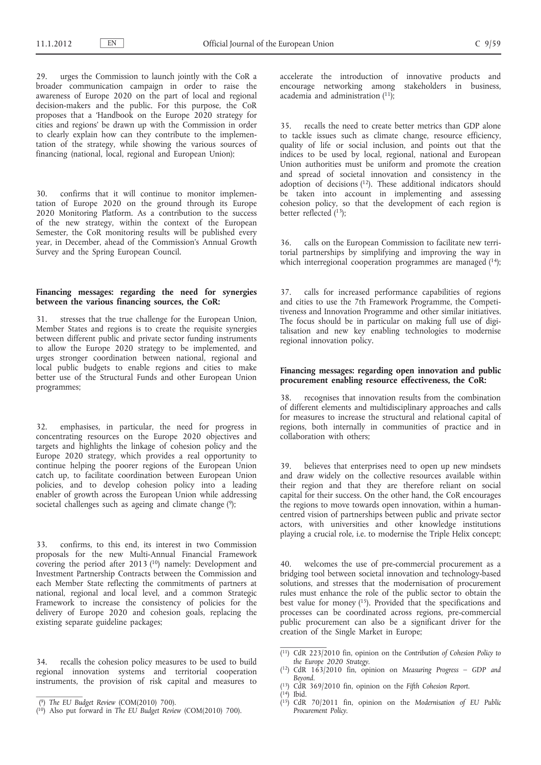29. urges the Commission to launch jointly with the CoR a broader communication campaign in order to raise the awareness of Europe 2020 on the part of local and regional decision-makers and the public. For this purpose, the CoR proposes that a 'Handbook on the Europe 2020 strategy for cities and regions' be drawn up with the Commission in order to clearly explain how can they contribute to the implementation of the strategy, while showing the various sources of financing (national, local, regional and European Union);

30. confirms that it will continue to monitor implementation of Europe 2020 on the ground through its Europe 2020 Monitoring Platform. As a contribution to the success of the new strategy, within the context of the European Semester, the CoR monitoring results will be published every year, in December, ahead of the Commission's Annual Growth Survey and the Spring European Council.

**Financing messages: regarding the need for synergies between the various financing sources, the CoR:**

31. stresses that the true challenge for the European Union, Member States and regions is to create the requisite synergies between different public and private sector funding instruments to allow the Europe 2020 strategy to be implemented, and urges stronger coordination between national, regional and local public budgets to enable regions and cities to make better use of the Structural Funds and other European Union programmes;

32. emphasises, in particular, the need for progress in concentrating resources on the Europe 2020 objectives and targets and highlights the linkage of cohesion policy and the Europe 2020 strategy, which provides a real opportunity to continue helping the poorer regions of the European Union catch up, to facilitate coordination between European Union policies, and to develop cohesion policy into a leading enabler of growth across the European Union while addressing societal challenges such as ageing and climate change [9];

33. confirms, to this end, its interest in two Commission proposals for the new Multi-Annual Financial Framework covering the period after 2013 [10] namely: Development and Investment Partnership Contracts between the Commission and each Member State reflecting the commitments of partners at national, regional and local level, and a common Strategic Framework to increase the consistency of policies for the delivery of Europe 2020 and cohesion goals, replacing the existing separate guideline packages;

34. recalls the cohesion policy measures to be used to build regional innovation systems and territorial cooperation instruments, the provision of risk capital and measures to accelerate the introduction of innovative products and encourage networking among stakeholders in business, academia and administration [11];

35. recalls the need to create better metrics than GDP alone to tackle issues such as climate change, resource efficiency, quality of life or social inclusion, and points out that the indices to be used by local, regional, national and European Union authorities must be uniform and promote the creation and spread of societal innovation and consistency in the adoption of decisions [12]. These additional indicators should be taken into account in implementing and assessing cohesion policy, so that the development of each region is better reflected [13];

36. calls on the European Commission to facilitate new territorial partnerships by simplifying and improving the way in which interregional cooperation programmes are managed [14];

37. calls for increased performance capabilities of regions and cities to use the 7th Framework Programme, the Competitiveness and Innovation Programme and other similar initiatives. The focus should be in particular on making full use of digitalisation and new key enabling technologies to modernise regional innovation policy.

**Financing messages: regarding open innovation and public procurement enabling resource effectiveness, the CoR:**

38. recognises that innovation results from the combination of different elements and multidisciplinary approaches and calls for measures to increase the structural and relational capital of regions, both internally in communities of practice and in collaboration with others;

39. believes that enterprises need to open up new mindsets and draw widely on the collective resources available within their region and that they are therefore reliant on social capital for their success. On the other hand, the CoR encourages the regions to move towards open innovation, within a human-centred vision of partnerships between public and private sector actors, with universities and other knowledge institutions playing a crucial role, i.e. to modernise the Triple Helix concept;

40. welcomes the use of pre-commercial procurement as a bridging tool between societal innovation and technology-based solutions, and stresses that the modernisation of procurement rules must enhance the role of the public sector to obtain the best value for money [15]. Provided that the specifications and processes can be coordinated across regions, pre-commercial public procurement can also be a significant driver for the creation of the Single Market in Europe;

---

[9] *The EU Budget Review* (COM(2010) 700).

[10] Also put forward in *The EU Budget Review* (COM(2010) 700).

[11] CdR 223/2010 fin, opinion on the *Contribution of Cohesion Policy to the Europe 2020 Strategy*.

[12] CdR 163/2010 fin, opinion on *Measuring Progress – GDP and Beyond*.

[13] CdR 369/2010 fin, opinion on the *Fifth Cohesion Report*.

[14] Ibid.

[15] CdR 70/2011 fin, opinion on the *Modernisation of EU Public Procurement Policy*.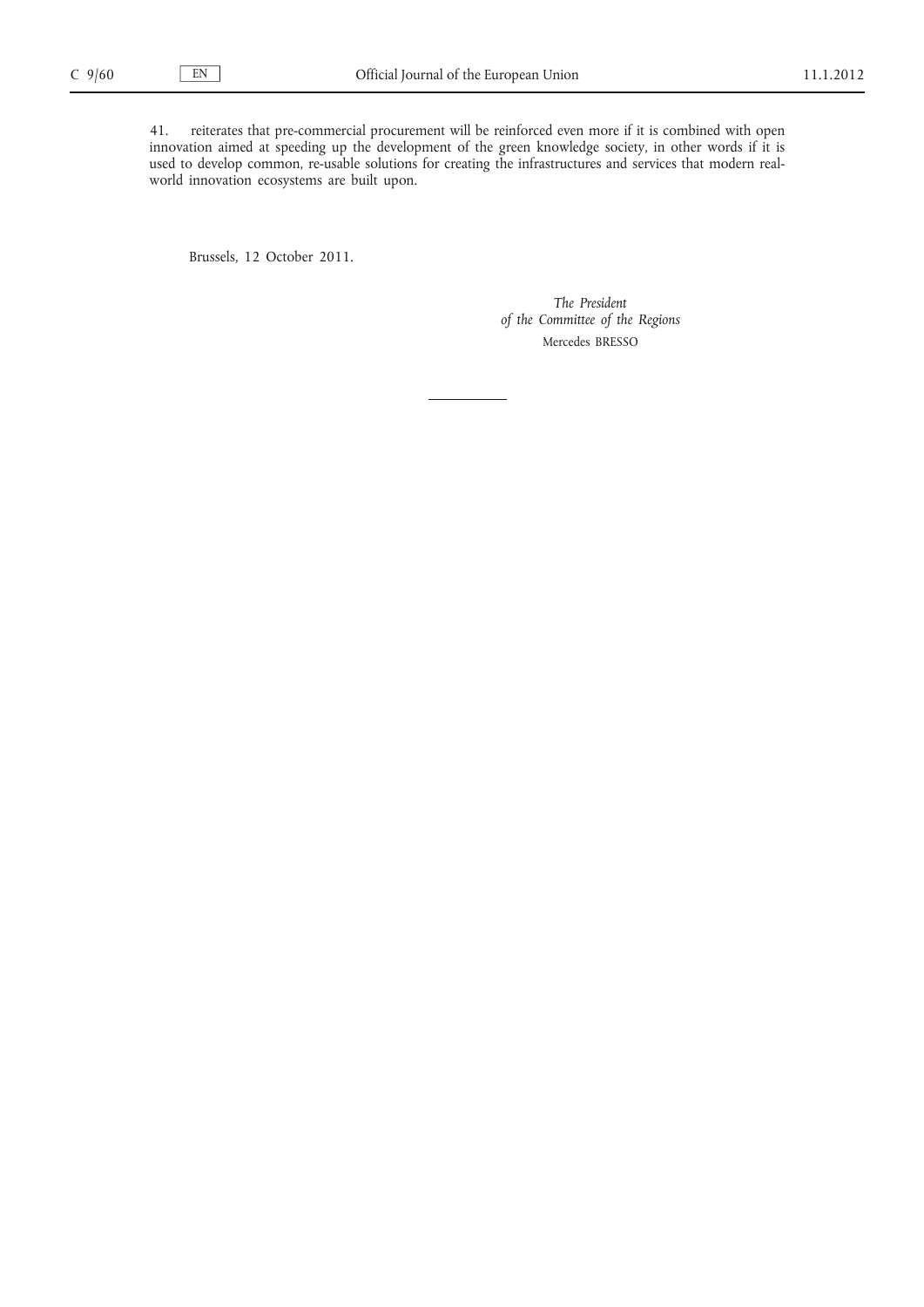41. reiterates that pre-commercial procurement will be reinforced even more if it is combined with open innovation aimed at speeding up the development of the green knowledge society, in other words if it is used to develop common, re-usable solutions for creating the infrastructures and services that modern real-world innovation ecosystems are built upon.

Brussels, 12 October 2011.

*The President*
*of the Committee of the Regions*
Mercedes BRESSO